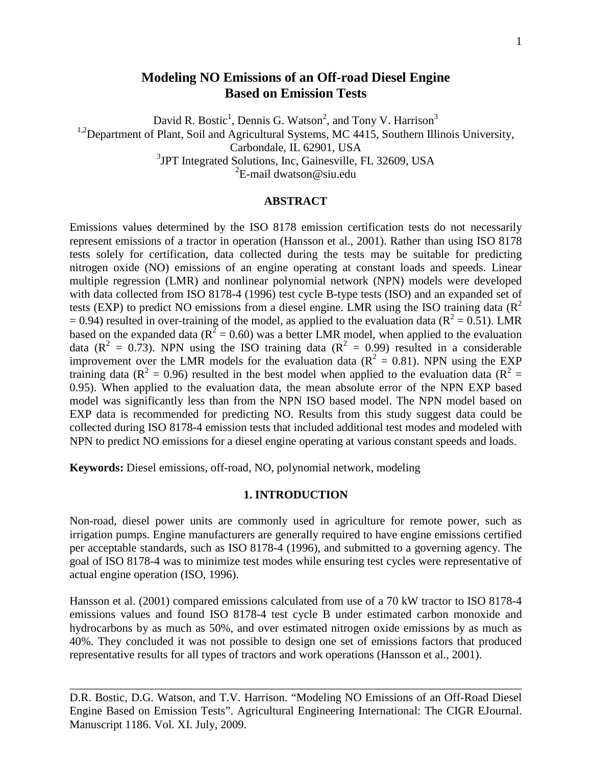# Modeling NO Emissions of an Off-road Diesel Engine Based on Emission Tests

David R. Bostic[1], Dennis G. Watson[2], and Tony V. Harrison[3]

[1,2]Department of Plant, Soil and Agricultural Systems, MC 4415, Southern Illinois University, Carbondale, IL 62901, USA

[3]JPT Integrated Solutions, Inc, Gainesville, FL 32609, USA

[2]E-mail dwatson@siu.edu

## ABSTRACT

Emissions values determined by the ISO 8178 emission certification tests do not necessarily represent emissions of a tractor in operation (Hansson et al., 2001). Rather than using ISO 8178 tests solely for certification, data collected during the tests may be suitable for predicting nitrogen oxide (NO) emissions of an engine operating at constant loads and speeds. Linear multiple regression (LMR) and nonlinear polynomial network (NPN) models were developed with data collected from ISO 8178-4 (1996) test cycle B-type tests (ISO) and an expanded set of tests (EXP) to predict NO emissions from a diesel engine. LMR using the ISO training data ($R^2 = 0.94$) resulted in over-training of the model, as applied to the evaluation data ($R^2 = 0.51$). LMR based on the expanded data ($R^2 = 0.60$) was a better LMR model, when applied to the evaluation data ($R^2 = 0.73$). NPN using the ISO training data ($R^2 = 0.99$) resulted in a considerable improvement over the LMR models for the evaluation data ($R^2 = 0.81$). NPN using the EXP training data ($R^2 = 0.96$) resulted in the best model when applied to the evaluation data ($R^2 = 0.95$). When applied to the evaluation data, the mean absolute error of the NPN EXP based model was significantly less than from the NPN ISO based model. The NPN model based on EXP data is recommended for predicting NO. Results from this study suggest data could be collected during ISO 8178-4 emission tests that included additional test modes and modeled with NPN to predict NO emissions for a diesel engine operating at various constant speeds and loads.

**Keywords:** Diesel emissions, off-road, NO, polynomial network, modeling

## 1. INTRODUCTION

Non-road, diesel power units are commonly used in agriculture for remote power, such as irrigation pumps. Engine manufacturers are generally required to have engine emissions certified per acceptable standards, such as ISO 8178-4 (1996), and submitted to a governing agency. The goal of ISO 8178-4 was to minimize test modes while ensuring test cycles were representative of actual engine operation (ISO, 1996).

Hansson et al. (2001) compared emissions calculated from use of a 70 kW tractor to ISO 8178-4 emissions values and found ISO 8178-4 test cycle B under estimated carbon monoxide and hydrocarbons by as much as 50%, and over estimated nitrogen oxide emissions by as much as 40%. They concluded it was not possible to design one set of emissions factors that produced representative results for all types of tractors and work operations (Hansson et al., 2001).

D.R. Bostic, D.G. Watson, and T.V. Harrison. "Modeling NO Emissions of an Off-Road Diesel Engine Based on Emission Tests". Agricultural Engineering International: The CIGR EJournal. Manuscript 1186. Vol. XI. July, 2009.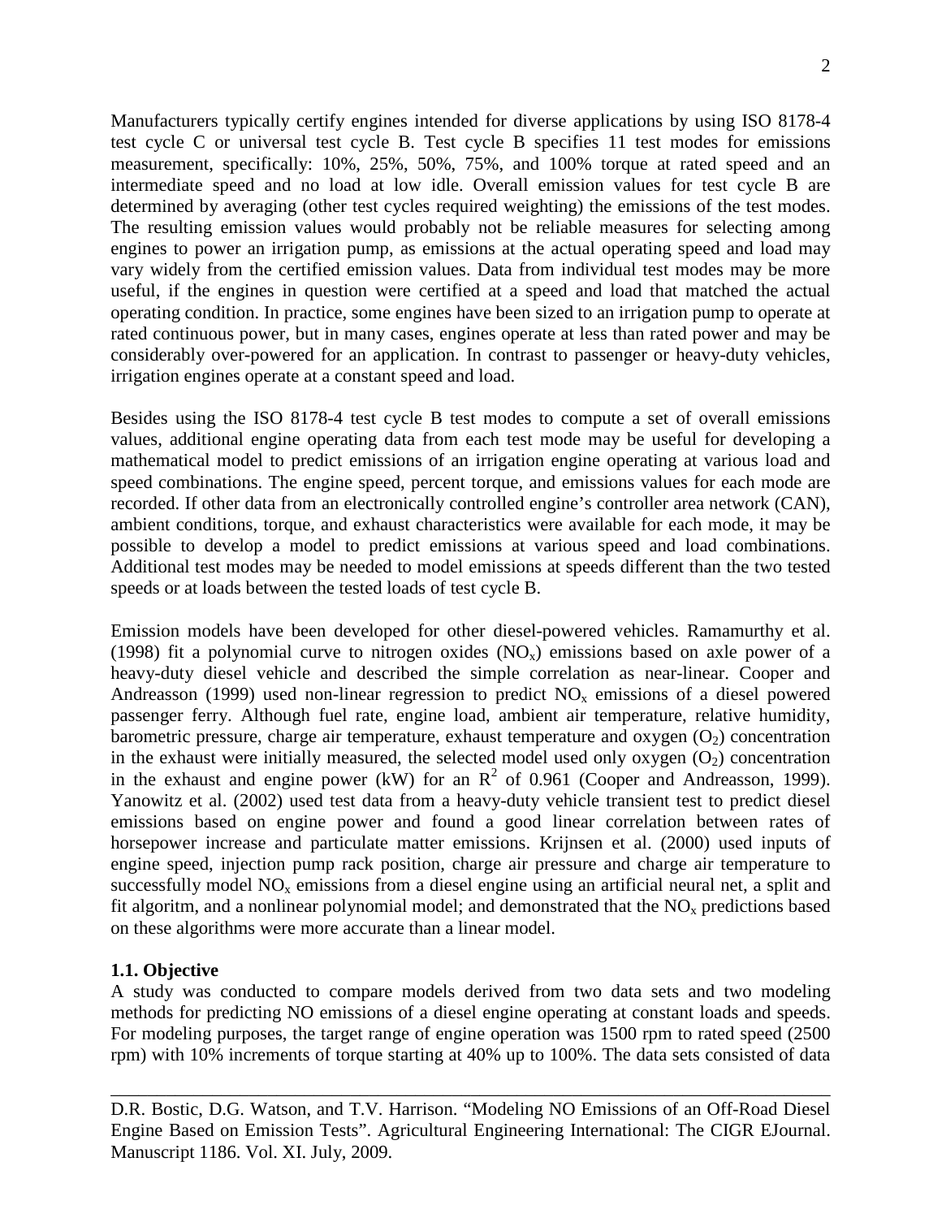Manufacturers typically certify engines intended for diverse applications by using ISO 8178-4 test cycle C or universal test cycle B. Test cycle B specifies 11 test modes for emissions measurement, specifically: 10%, 25%, 50%, 75%, and 100% torque at rated speed and an intermediate speed and no load at low idle. Overall emission values for test cycle B are determined by averaging (other test cycles required weighting) the emissions of the test modes. The resulting emission values would probably not be reliable measures for selecting among engines to power an irrigation pump, as emissions at the actual operating speed and load may vary widely from the certified emission values. Data from individual test modes may be more useful, if the engines in question were certified at a speed and load that matched the actual operating condition. In practice, some engines have been sized to an irrigation pump to operate at rated continuous power, but in many cases, engines operate at less than rated power and may be considerably over-powered for an application. In contrast to passenger or heavy-duty vehicles, irrigation engines operate at a constant speed and load.

Besides using the ISO 8178-4 test cycle B test modes to compute a set of overall emissions values, additional engine operating data from each test mode may be useful for developing a mathematical model to predict emissions of an irrigation engine operating at various load and speed combinations. The engine speed, percent torque, and emissions values for each mode are recorded. If other data from an electronically controlled engine's controller area network (CAN), ambient conditions, torque, and exhaust characteristics were available for each mode, it may be possible to develop a model to predict emissions at various speed and load combinations. Additional test modes may be needed to model emissions at speeds different than the two tested speeds or at loads between the tested loads of test cycle B.

Emission models have been developed for other diesel-powered vehicles. Ramamurthy et al. (1998) fit a polynomial curve to nitrogen oxides ($NO_x$) emissions based on axle power of a heavy-duty diesel vehicle and described the simple correlation as near-linear. Cooper and Andreasson (1999) used non-linear regression to predict $NO_x$ emissions of a diesel powered passenger ferry. Although fuel rate, engine load, ambient air temperature, relative humidity, barometric pressure, charge air temperature, exhaust temperature and oxygen ($O_2$) concentration in the exhaust were initially measured, the selected model used only oxygen ($O_2$) concentration in the exhaust and engine power (kW) for an $R^2$ of 0.961 (Cooper and Andreasson, 1999). Yanowitz et al. (2002) used test data from a heavy-duty vehicle transient test to predict diesel emissions based on engine power and found a good linear correlation between rates of horsepower increase and particulate matter emissions. Krijnsen et al. (2000) used inputs of engine speed, injection pump rack position, charge air pressure and charge air temperature to successfully model $NO_x$ emissions from a diesel engine using an artificial neural net, a split and fit algoritm, and a nonlinear polynomial model; and demonstrated that the $NO_x$ predictions based on these algorithms were more accurate than a linear model.

### 1.1. Objective

A study was conducted to compare models derived from two data sets and two modeling methods for predicting NO emissions of a diesel engine operating at constant loads and speeds. For modeling purposes, the target range of engine operation was 1500 rpm to rated speed (2500 rpm) with 10% increments of torque starting at 40% up to 100%. The data sets consisted of data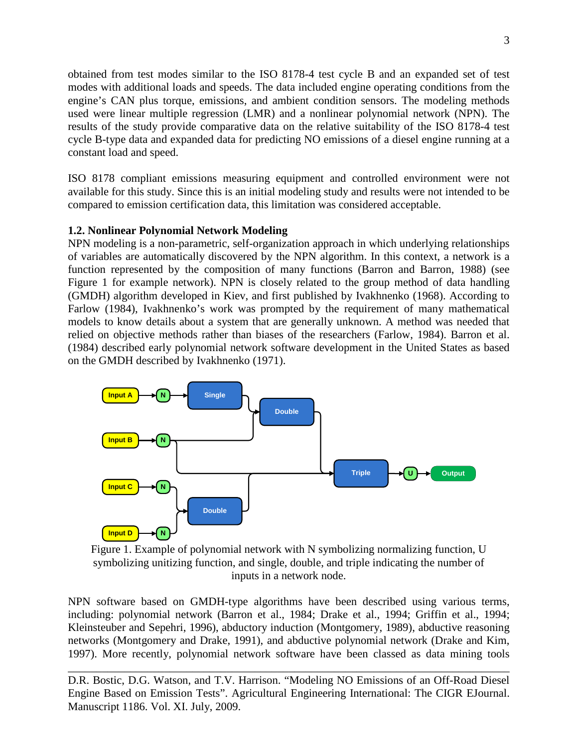obtained from test modes similar to the ISO 8178-4 test cycle B and an expanded set of test modes with additional loads and speeds. The data included engine operating conditions from the engine's CAN plus torque, emissions, and ambient condition sensors. The modeling methods used were linear multiple regression (LMR) and a nonlinear polynomial network (NPN). The results of the study provide comparative data on the relative suitability of the ISO 8178-4 test cycle B-type data and expanded data for predicting NO emissions of a diesel engine running at a constant load and speed.

ISO 8178 compliant emissions measuring equipment and controlled environment were not available for this study. Since this is an initial modeling study and results were not intended to be compared to emission certification data, this limitation was considered acceptable.

### 1.2. Nonlinear Polynomial Network Modeling

NPN modeling is a non-parametric, self-organization approach in which underlying relationships of variables are automatically discovered by the NPN algorithm. In this context, a network is a function represented by the composition of many functions (Barron and Barron, 1988) (see Figure 1 for example network). NPN is closely related to the group method of data handling (GMDH) algorithm developed in Kiev, and first published by Ivakhnenko (1968). According to Farlow (1984), Ivakhnenko's work was prompted by the requirement of many mathematical models to know details about a system that are generally unknown. A method was needed that relied on objective methods rather than biases of the researchers (Farlow, 1984). Barron et al. (1984) described early polynomial network software development in the United States as based on the GMDH described by Ivakhnenko (1971).

Figure 1. Example of polynomial network with N symbolizing normalizing function, U symbolizing unitizing function, and single, double, and triple indicating the number of inputs in a network node.

NPN software based on GMDH-type algorithms have been described using various terms, including: polynomial network (Barron et al., 1984; Drake et al., 1994; Griffin et al., 1994; Kleinsteuber and Sepehri, 1996), abductory induction (Montgomery, 1989), abductive reasoning networks (Montgomery and Drake, 1991), and abductive polynomial network (Drake and Kim, 1997). More recently, polynomial network software have been classed as data mining tools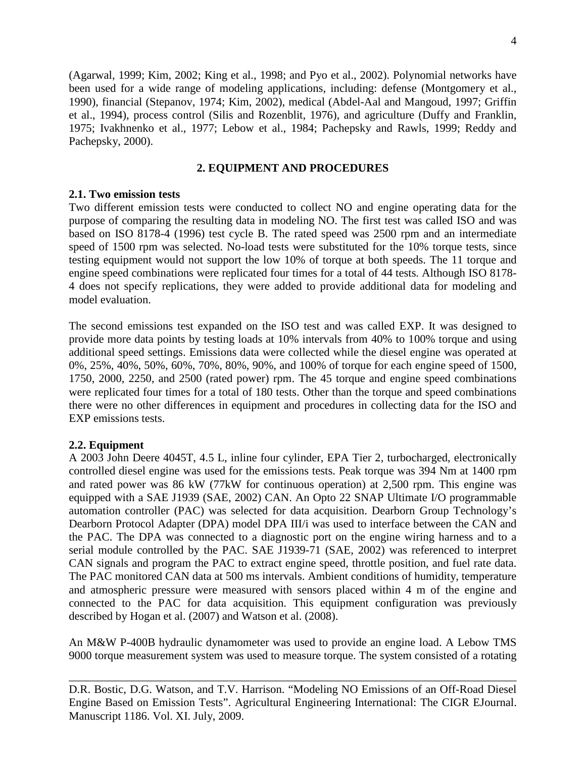(Agarwal, 1999; Kim, 2002; King et al., 1998; and Pyo et al., 2002). Polynomial networks have been used for a wide range of modeling applications, including: defense (Montgomery et al., 1990), financial (Stepanov, 1974; Kim, 2002), medical (Abdel-Aal and Mangoud, 1997; Griffin et al., 1994), process control (Silis and Rozenblit, 1976), and agriculture (Duffy and Franklin, 1975; Ivakhnenko et al., 1977; Lebow et al., 1984; Pachepsky and Rawls, 1999; Reddy and Pachepsky, 2000).

## 2. EQUIPMENT AND PROCEDURES

### 2.1. Two emission tests

Two different emission tests were conducted to collect NO and engine operating data for the purpose of comparing the resulting data in modeling NO. The first test was called ISO and was based on ISO 8178-4 (1996) test cycle B. The rated speed was 2500 rpm and an intermediate speed of 1500 rpm was selected. No-load tests were substituted for the 10% torque tests, since testing equipment would not support the low 10% of torque at both speeds. The 11 torque and engine speed combinations were replicated four times for a total of 44 tests. Although ISO 8178-4 does not specify replications, they were added to provide additional data for modeling and model evaluation.

The second emissions test expanded on the ISO test and was called EXP. It was designed to provide more data points by testing loads at 10% intervals from 40% to 100% torque and using additional speed settings. Emissions data were collected while the diesel engine was operated at 0%, 25%, 40%, 50%, 60%, 70%, 80%, 90%, and 100% of torque for each engine speed of 1500, 1750, 2000, 2250, and 2500 (rated power) rpm. The 45 torque and engine speed combinations were replicated four times for a total of 180 tests. Other than the torque and speed combinations there were no other differences in equipment and procedures in collecting data for the ISO and EXP emissions tests.

### 2.2. Equipment

A 2003 John Deere 4045T, 4.5 L, inline four cylinder, EPA Tier 2, turbocharged, electronically controlled diesel engine was used for the emissions tests. Peak torque was 394 Nm at 1400 rpm and rated power was 86 kW (77kW for continuous operation) at 2,500 rpm. This engine was equipped with a SAE J1939 (SAE, 2002) CAN. An Opto 22 SNAP Ultimate I/O programmable automation controller (PAC) was selected for data acquisition. Dearborn Group Technology's Dearborn Protocol Adapter (DPA) model DPA III/i was used to interface between the CAN and the PAC. The DPA was connected to a diagnostic port on the engine wiring harness and to a serial module controlled by the PAC. SAE J1939-71 (SAE, 2002) was referenced to interpret CAN signals and program the PAC to extract engine speed, throttle position, and fuel rate data. The PAC monitored CAN data at 500 ms intervals. Ambient conditions of humidity, temperature and atmospheric pressure were measured with sensors placed within 4 m of the engine and connected to the PAC for data acquisition. This equipment configuration was previously described by Hogan et al. (2007) and Watson et al. (2008).

An M&W P-400B hydraulic dynamometer was used to provide an engine load. A Lebow TMS 9000 torque measurement system was used to measure torque. The system consisted of a rotating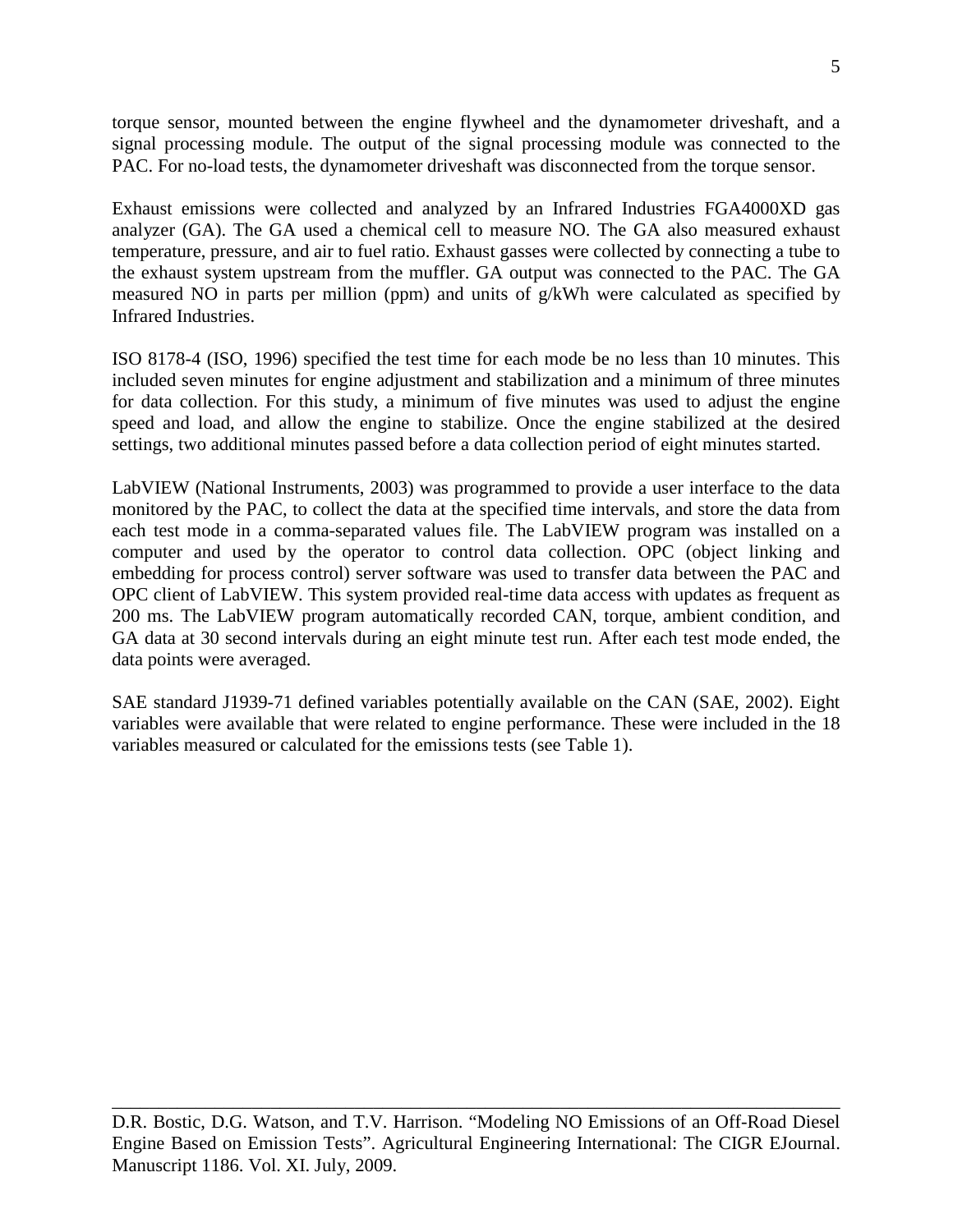torque sensor, mounted between the engine flywheel and the dynamometer driveshaft, and a signal processing module. The output of the signal processing module was connected to the PAC. For no-load tests, the dynamometer driveshaft was disconnected from the torque sensor.

Exhaust emissions were collected and analyzed by an Infrared Industries FGA4000XD gas analyzer (GA). The GA used a chemical cell to measure NO. The GA also measured exhaust temperature, pressure, and air to fuel ratio. Exhaust gasses were collected by connecting a tube to the exhaust system upstream from the muffler. GA output was connected to the PAC. The GA measured NO in parts per million (ppm) and units of g/kWh were calculated as specified by Infrared Industries.

ISO 8178-4 (ISO, 1996) specified the test time for each mode be no less than 10 minutes. This included seven minutes for engine adjustment and stabilization and a minimum of three minutes for data collection. For this study, a minimum of five minutes was used to adjust the engine speed and load, and allow the engine to stabilize. Once the engine stabilized at the desired settings, two additional minutes passed before a data collection period of eight minutes started.

LabVIEW (National Instruments, 2003) was programmed to provide a user interface to the data monitored by the PAC, to collect the data at the specified time intervals, and store the data from each test mode in a comma-separated values file. The LabVIEW program was installed on a computer and used by the operator to control data collection. OPC (object linking and embedding for process control) server software was used to transfer data between the PAC and OPC client of LabVIEW. This system provided real-time data access with updates as frequent as 200 ms. The LabVIEW program automatically recorded CAN, torque, ambient condition, and GA data at 30 second intervals during an eight minute test run. After each test mode ended, the data points were averaged.

SAE standard J1939-71 defined variables potentially available on the CAN (SAE, 2002). Eight variables were available that were related to engine performance. These were included in the 18 variables measured or calculated for the emissions tests (see Table 1).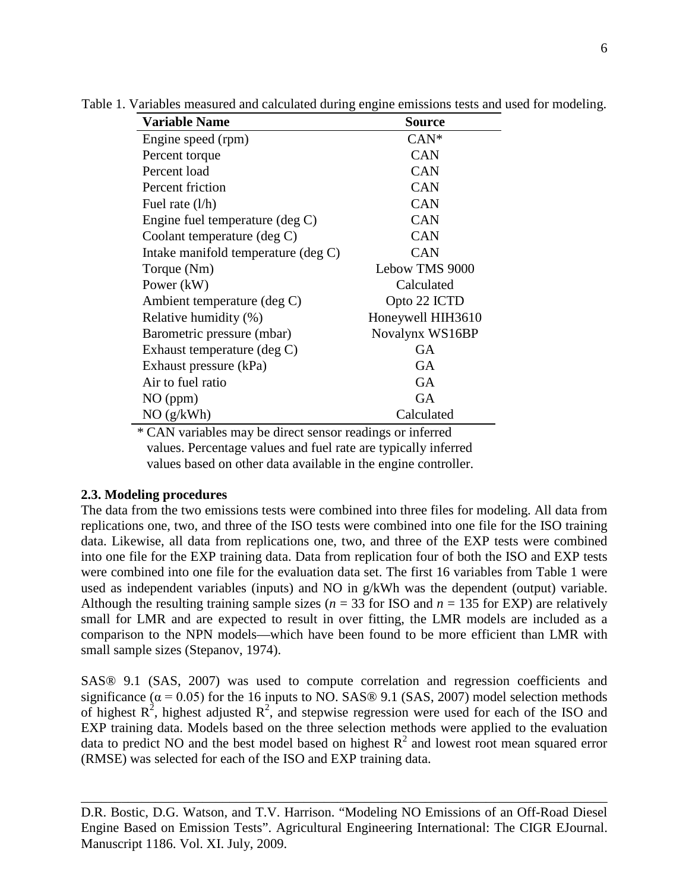Table 1. Variables measured and calculated during engine emissions tests and used for modeling.

| Variable Name | Source |
|---|---|
| Engine speed (rpm) | CAN* |
| Percent torque | CAN |
| Percent load | CAN |
| Percent friction | CAN |
| Fuel rate (l/h) | CAN |
| Engine fuel temperature (deg C) | CAN |
| Coolant temperature (deg C) | CAN |
| Intake manifold temperature (deg C) | CAN |
| Torque (Nm) | Lebow TMS 9000 |
| Power (kW) | Calculated |
| Ambient temperature (deg C) | Opto 22 ICTD |
| Relative humidity (%) | Honeywell HIH3610 |
| Barometric pressure (mbar) | Novalynx WS16BP |
| Exhaust temperature (deg C) | GA |
| Exhaust pressure (kPa) | GA |
| Air to fuel ratio | GA |
| NO (ppm) | GA |
| NO (g/kWh) | Calculated |

* CAN variables may be direct sensor readings or inferred values. Percentage values and fuel rate are typically inferred values based on other data available in the engine controller.

### 2.3. Modeling procedures

The data from the two emissions tests were combined into three files for modeling. All data from replications one, two, and three of the ISO tests were combined into one file for the ISO training data. Likewise, all data from replications one, two, and three of the EXP tests were combined into one file for the EXP training data. Data from replication four of both the ISO and EXP tests were combined into one file for the evaluation data set. The first 16 variables from Table 1 were used as independent variables (inputs) and NO in g/kWh was the dependent (output) variable. Although the resulting training sample sizes ($n = 33$ for ISO and $n = 135$ for EXP) are relatively small for LMR and are expected to result in over fitting, the LMR models are included as a comparison to the NPN models—which have been found to be more efficient than LMR with small sample sizes (Stepanov, 1974).

SAS® 9.1 (SAS, 2007) was used to compute correlation and regression coefficients and significance ($\alpha = 0.05$) for the 16 inputs to NO. SAS® 9.1 (SAS, 2007) model selection methods of highest $R^2$, highest adjusted $R^2$, and stepwise regression were used for each of the ISO and EXP training data. Models based on the three selection methods were applied to the evaluation data to predict NO and the best model based on highest $R^2$ and lowest root mean squared error (RMSE) was selected for each of the ISO and EXP training data.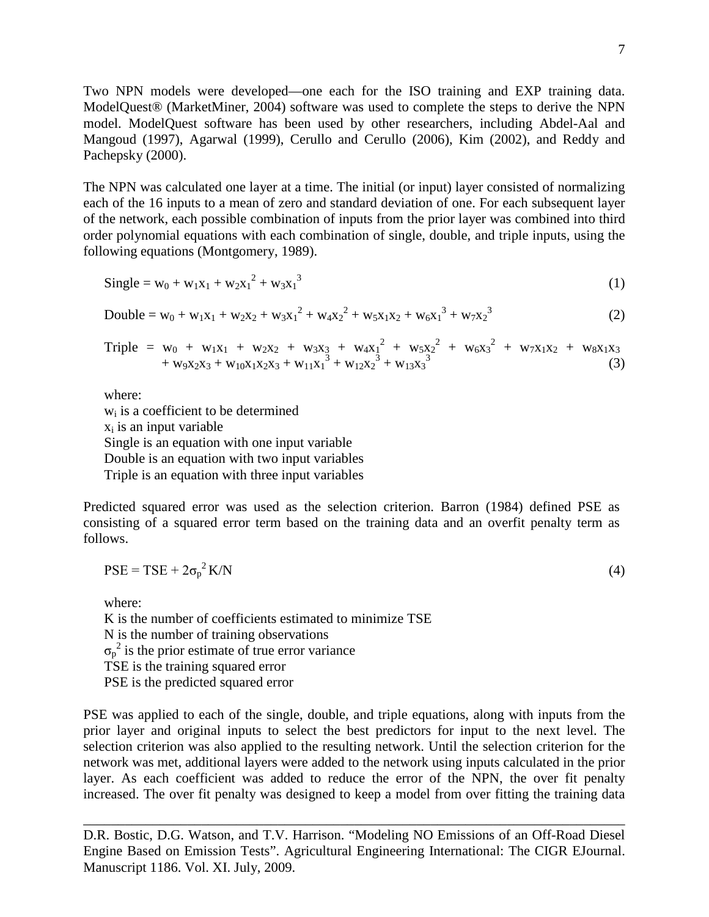Two NPN models were developed—one each for the ISO training and EXP training data. ModelQuest® (MarketMiner, 2004) software was used to complete the steps to derive the NPN model. ModelQuest software has been used by other researchers, including Abdel-Aal and Mangoud (1997), Agarwal (1999), Cerullo and Cerullo (2006), Kim (2002), and Reddy and Pachepsky (2000).

The NPN was calculated one layer at a time. The initial (or input) layer consisted of normalizing each of the 16 inputs to a mean of zero and standard deviation of one. For each subsequent layer of the network, each possible combination of inputs from the prior layer was combined into third order polynomial equations with each combination of single, double, and triple inputs, using the following equations (Montgomery, 1989).

$$\text{Single} = w_0 + w_1x_1 + w_2x_1^2 + w_3x_1^3 \tag{1}$$

$$\text{Double} = w_0 + w_1x_1 + w_2x_2 + w_3x_1^2 + w_4x_2^2 + w_5x_1x_2 + w_6x_1^3 + w_7x_2^3 \tag{2}$$

$$\text{Triple} = w_0 + w_1x_1 + w_2x_2 + w_3x_3 + w_4x_1^2 + w_5x_2^2 + w_6x_3^2 + w_7x_1x_2 + w_8x_1x_3 + w_9x_2x_3 + w_{10}x_1x_2x_3 + w_{11}x_1^3 + w_{12}x_2^3 + w_{13}x_3^3 \tag{3}$$

where:  
$w_i$ is a coefficient to be determined  
$x_i$ is an input variable  
Single is an equation with one input variable  
Double is an equation with two input variables  
Triple is an equation with three input variables

Predicted squared error was used as the selection criterion. Barron (1984) defined PSE as consisting of a squared error term based on the training data and an overfit penalty term as follows.

$$\text{PSE} = \text{TSE} + 2\sigma_p^2 K/N \tag{4}$$

where:  
K is the number of coefficients estimated to minimize TSE  
N is the number of training observations  
$\sigma_p^2$ is the prior estimate of true error variance  
TSE is the training squared error  
PSE is the predicted squared error

PSE was applied to each of the single, double, and triple equations, along with inputs from the prior layer and original inputs to select the best predictors for input to the next level. The selection criterion was also applied to the resulting network. Until the selection criterion for the network was met, additional layers were added to the network using inputs calculated in the prior layer. As each coefficient was added to reduce the error of the NPN, the over fit penalty increased. The over fit penalty was designed to keep a model from over fitting the training data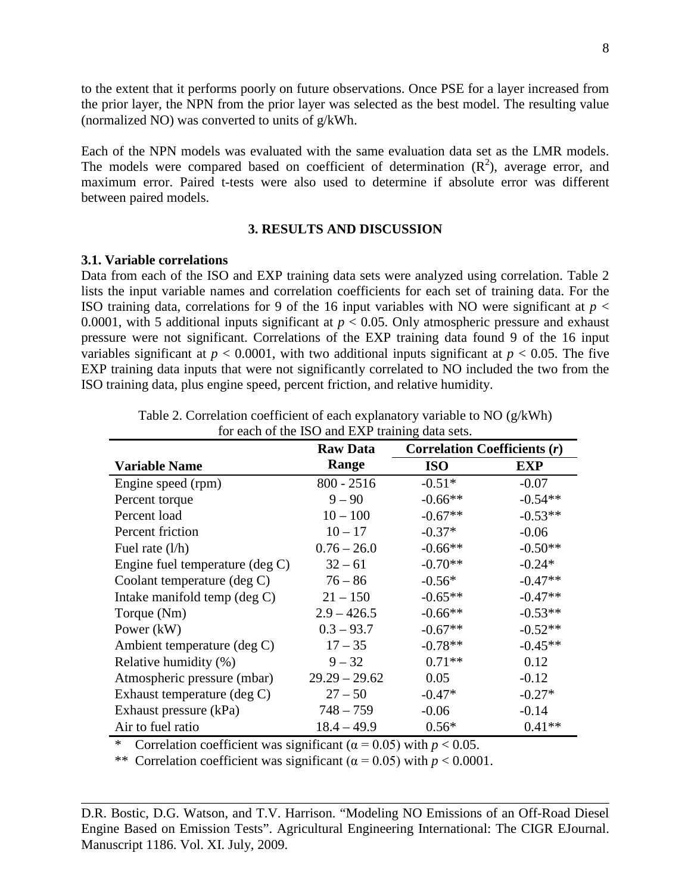to the extent that it performs poorly on future observations. Once PSE for a layer increased from the prior layer, the NPN from the prior layer was selected as the best model. The resulting value (normalized NO) was converted to units of g/kWh.

Each of the NPN models was evaluated with the same evaluation data set as the LMR models. The models were compared based on coefficient of determination ($R^2$), average error, and maximum error. Paired t-tests were also used to determine if absolute error was different between paired models.

## 3. RESULTS AND DISCUSSION

### 3.1. Variable correlations

Data from each of the ISO and EXP training data sets were analyzed using correlation. Table 2 lists the input variable names and correlation coefficients for each set of training data. For the ISO training data, correlations for 9 of the 16 input variables with NO were significant at $p < 0.0001$, with 5 additional inputs significant at $p < 0.05$. Only atmospheric pressure and exhaust pressure were not significant. Correlations of the EXP training data found 9 of the 16 input variables significant at $p < 0.0001$, with two additional inputs significant at $p < 0.05$. The five EXP training data inputs that were not significantly correlated to NO included the two from the ISO training data, plus engine speed, percent friction, and relative humidity.

Table 2. Correlation coefficient of each explanatory variable to NO (g/kWh) for each of the ISO and EXP training data sets.

| Variable Name | Raw Data Range | Correlation Coefficients (*r*) | |
|---|---|---|---|
| | | ISO | EXP |
| Engine speed (rpm) | 800 - 2516 | -0.51* | -0.07 |
| Percent torque | 9 – 90 | -0.66** | -0.54** |
| Percent load | 10 – 100 | -0.67** | -0.53** |
| Percent friction | 10 – 17 | -0.37* | -0.06 |
| Fuel rate (l/h) | 0.76 – 26.0 | -0.66** | -0.50** |
| Engine fuel temperature (deg C) | 32 – 61 | -0.70** | -0.24* |
| Coolant temperature (deg C) | 76 – 86 | -0.56* | -0.47** |
| Intake manifold temp (deg C) | 21 – 150 | -0.65** | -0.47** |
| Torque (Nm) | 2.9 – 426.5 | -0.66** | -0.53** |
| Power (kW) | 0.3 – 93.7 | -0.67** | -0.52** |
| Ambient temperature (deg C) | 17 – 35 | -0.78** | -0.45** |
| Relative humidity (%) | 9 – 32 | 0.71** | 0.12 |
| Atmospheric pressure (mbar) | 29.29 – 29.62 | 0.05 | -0.12 |
| Exhaust temperature (deg C) | 27 – 50 | -0.47* | -0.27* |
| Exhaust pressure (kPa) | 748 – 759 | -0.06 | -0.14 |
| Air to fuel ratio | 18.4 – 49.9 | 0.56* | 0.41** |

\* Correlation coefficient was significant ($\alpha = 0.05$) with $p < 0.05$.

** Correlation coefficient was significant ($\alpha = 0.05$) with $p < 0.0001$.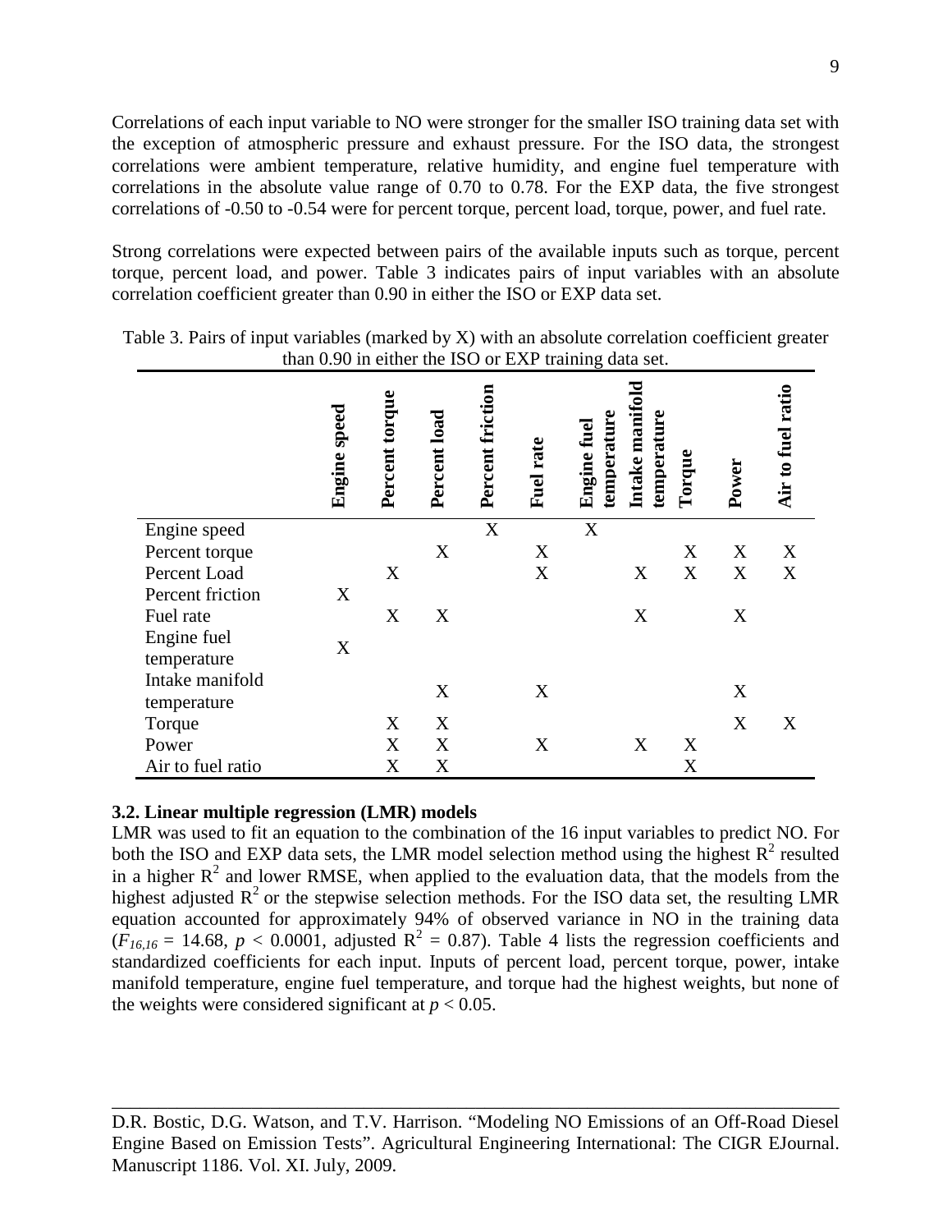Correlations of each input variable to NO were stronger for the smaller ISO training data set with the exception of atmospheric pressure and exhaust pressure. For the ISO data, the strongest correlations were ambient temperature, relative humidity, and engine fuel temperature with correlations in the absolute value range of 0.70 to 0.78. For the EXP data, the five strongest correlations of -0.50 to -0.54 were for percent torque, percent load, torque, power, and fuel rate.

Strong correlations were expected between pairs of the available inputs such as torque, percent torque, percent load, and power. Table 3 indicates pairs of input variables with an absolute correlation coefficient greater than 0.90 in either the ISO or EXP data set.

Table 3. Pairs of input variables (marked by X) with an absolute correlation coefficient greater than 0.90 in either the ISO or EXP training data set.

| | **Engine speed** | **Percent torque** | **Percent load** | **Percent friction** | **Fuel rate** | **Engine fuel temperature** | **Intake manifold temperature** | **Torque** | **Power** | **Air to fuel ratio** |
|---|---|---|---|---|---|---|---|---|---|---|
| Engine speed | | | | X | | X | | | | |
| Percent torque | | | X | | X | | | X | X | X |
| Percent Load | | X | | | X | | X | X | X | X |
| Percent friction | X | | | | | | | | | |
| Fuel rate | | X | X | | | | X | | X | |
| Engine fuel temperature | X | | | | | | | | | |
| Intake manifold temperature | | | X | | X | | | | X | |
| Torque | | X | X | | | | | | X | X |
| Power | | X | X | | X | | X | X | | |
| Air to fuel ratio | | X | X | | | | | X | | |

### 3.2. Linear multiple regression (LMR) models

LMR was used to fit an equation to the combination of the 16 input variables to predict NO. For both the ISO and EXP data sets, the LMR model selection method using the highest $R^2$ resulted in a higher $R^2$ and lower RMSE, when applied to the evaluation data, that the models from the highest adjusted $R^2$ or the stepwise selection methods. For the ISO data set, the resulting LMR equation accounted for approximately 94% of observed variance in NO in the training data ($F_{16,16}$ = 14.68, $p$ < 0.0001, adjusted $R^2$ = 0.87). Table 4 lists the regression coefficients and standardized coefficients for each input. Inputs of percent load, percent torque, power, intake manifold temperature, engine fuel temperature, and torque had the highest weights, but none of the weights were considered significant at $p$ < 0.05.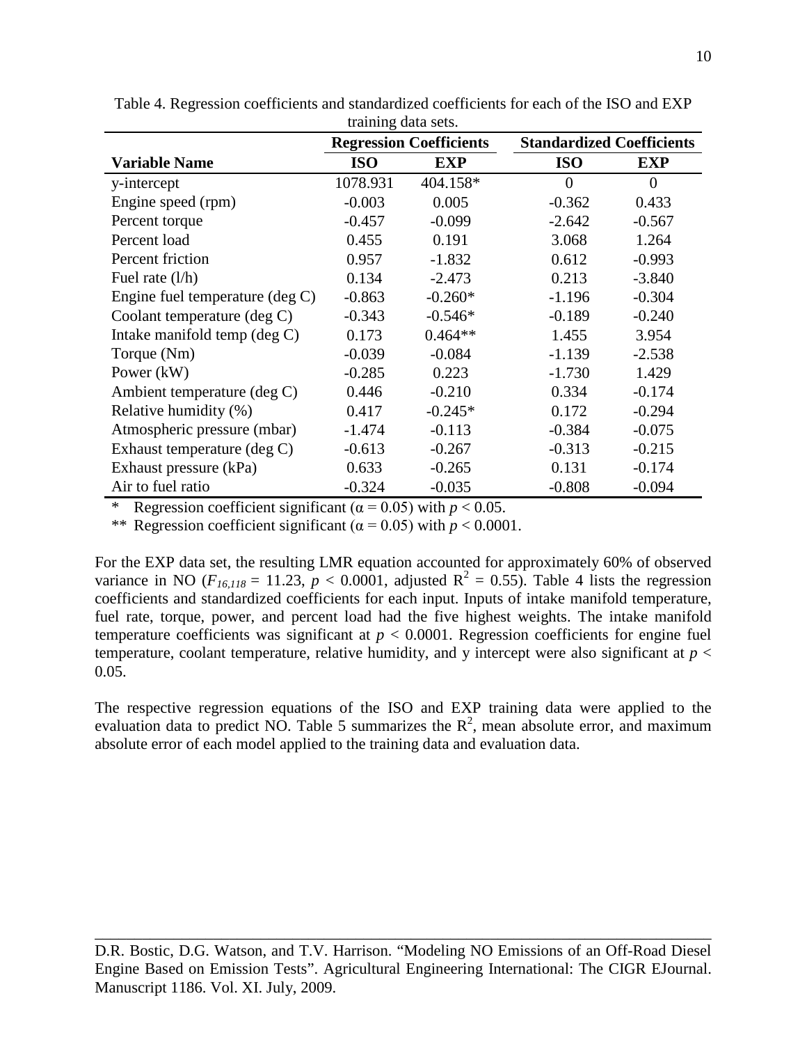Table 4. Regression coefficients and standardized coefficients for each of the ISO and EXP training data sets.

| | Regression Coefficients | | Standardized Coefficients | |
|---|---|---|---|---|
| **Variable Name** | **ISO** | **EXP** | **ISO** | **EXP** |
| y-intercept | 1078.931 | 404.158* | 0 | 0 |
| Engine speed (rpm) | -0.003 | 0.005 | -0.362 | 0.433 |
| Percent torque | -0.457 | -0.099 | -2.642 | -0.567 |
| Percent load | 0.455 | 0.191 | 3.068 | 1.264 |
| Percent friction | 0.957 | -1.832 | 0.612 | -0.993 |
| Fuel rate (l/h) | 0.134 | -2.473 | 0.213 | -3.840 |
| Engine fuel temperature (deg C) | -0.863 | -0.260* | -1.196 | -0.304 |
| Coolant temperature (deg C) | -0.343 | -0.546* | -0.189 | -0.240 |
| Intake manifold temp (deg C) | 0.173 | 0.464** | 1.455 | 3.954 |
| Torque (Nm) | -0.039 | -0.084 | -1.139 | -2.538 |
| Power (kW) | -0.285 | 0.223 | -1.730 | 1.429 |
| Ambient temperature (deg C) | 0.446 | -0.210 | 0.334 | -0.174 |
| Relative humidity (%) | 0.417 | -0.245* | 0.172 | -0.294 |
| Atmospheric pressure (mbar) | -1.474 | -0.113 | -0.384 | -0.075 |
| Exhaust temperature (deg C) | -0.613 | -0.267 | -0.313 | -0.215 |
| Exhaust pressure (kPa) | 0.633 | -0.265 | 0.131 | -0.174 |
| Air to fuel ratio | -0.324 | -0.035 | -0.808 | -0.094 |

\* Regression coefficient significant ($\alpha = 0.05$) with $p < 0.05$.

\** Regression coefficient significant ($\alpha = 0.05$) with $p < 0.0001$.

For the EXP data set, the resulting LMR equation accounted for approximately 60% of observed variance in NO ($F_{16,118} = 11.23$, $p < 0.0001$, adjusted $R^2 = 0.55$). Table 4 lists the regression coefficients and standardized coefficients for each input. Inputs of intake manifold temperature, fuel rate, torque, power, and percent load had the five highest weights. The intake manifold temperature coefficients was significant at $p < 0.0001$. Regression coefficients for engine fuel temperature, coolant temperature, relative humidity, and y intercept were also significant at $p < 0.05$.

The respective regression equations of the ISO and EXP training data were applied to the evaluation data to predict NO. Table 5 summarizes the $R^2$, mean absolute error, and maximum absolute error of each model applied to the training data and evaluation data.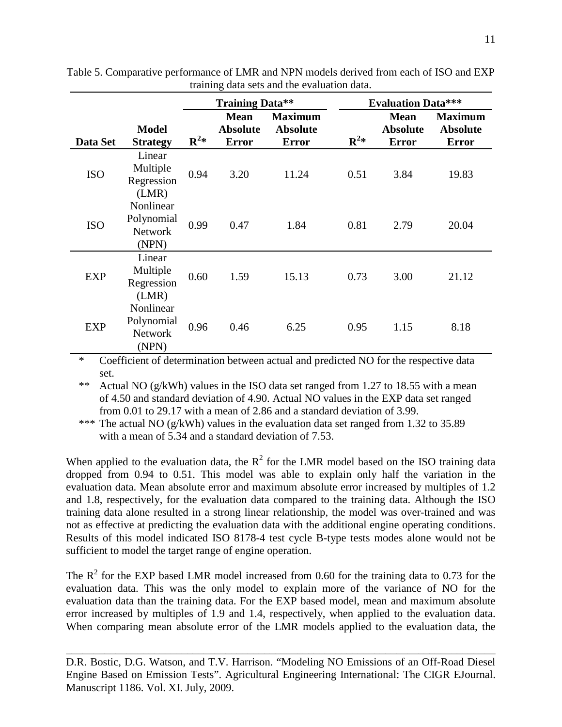Table 5. Comparative performance of LMR and NPN models derived from each of ISO and EXP training data sets and the evaluation data.

| | | Training Data** | | | Evaluation Data*** | | |
|---|---|---|---|---|---|---|---|
| **Data Set** | **Model Strategy** | $R^2$* | **Mean Absolute Error** | **Maximum Absolute Error** | $R^2$* | **Mean Absolute Error** | **Maximum Absolute Error** |
| ISO | Linear Multiple Regression (LMR) | 0.94 | 3.20 | 11.24 | 0.51 | 3.84 | 19.83 |
| ISO | Nonlinear Polynomial Network (NPN) | 0.99 | 0.47 | 1.84 | 0.81 | 2.79 | 20.04 |
| EXP | Linear Multiple Regression (LMR) | 0.60 | 1.59 | 15.13 | 0.73 | 3.00 | 21.12 |
| EXP | Nonlinear Polynomial Network (NPN) | 0.96 | 0.46 | 6.25 | 0.95 | 1.15 | 8.18 |

\* Coefficient of determination between actual and predicted NO for the respective data set.

\** Actual NO (g/kWh) values in the ISO data set ranged from 1.27 to 18.55 with a mean of 4.50 and standard deviation of 4.90. Actual NO values in the EXP data set ranged from 0.01 to 29.17 with a mean of 2.86 and a standard deviation of 3.99.

\*** The actual NO (g/kWh) values in the evaluation data set ranged from 1.32 to 35.89 with a mean of 5.34 and a standard deviation of 7.53.

When applied to the evaluation data, the $R^2$ for the LMR model based on the ISO training data dropped from 0.94 to 0.51. This model was able to explain only half the variation in the evaluation data. Mean absolute error and maximum absolute error increased by multiples of 1.2 and 1.8, respectively, for the evaluation data compared to the training data. Although the ISO training data alone resulted in a strong linear relationship, the model was over-trained and was not as effective at predicting the evaluation data with the additional engine operating conditions. Results of this model indicated ISO 8178-4 test cycle B-type tests modes alone would not be sufficient to model the target range of engine operation.

The $R^2$ for the EXP based LMR model increased from 0.60 for the training data to 0.73 for the evaluation data. This was the only model to explain more of the variance of NO for the evaluation data than the training data. For the EXP based model, mean and maximum absolute error increased by multiples of 1.9 and 1.4, respectively, when applied to the evaluation data. When comparing mean absolute error of the LMR models applied to the evaluation data, the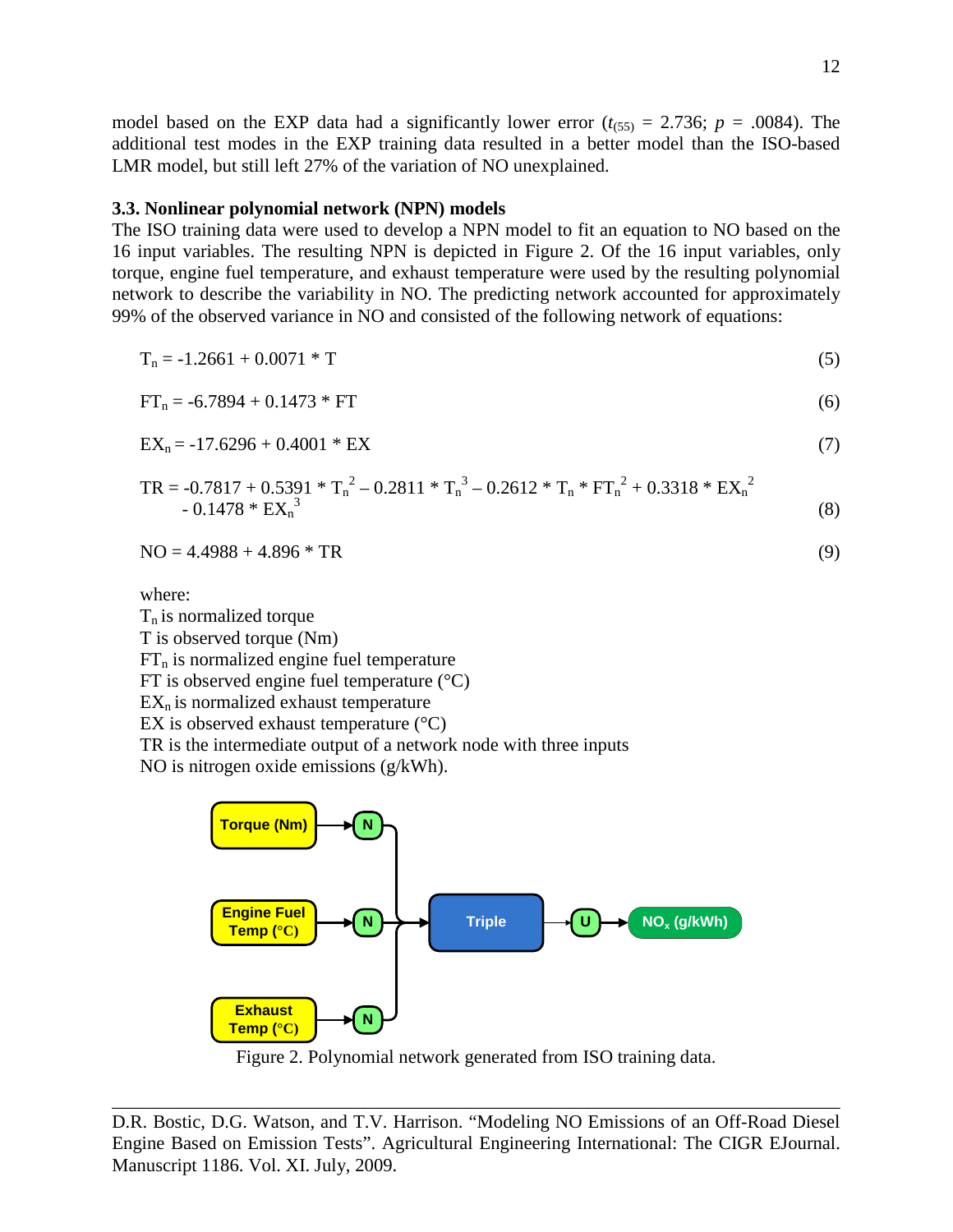model based on the EXP data had a significantly lower error ($t_{(55)}$ = 2.736; $p$ = .0084). The additional test modes in the EXP training data resulted in a better model than the ISO-based LMR model, but still left 27% of the variation of NO unexplained.

### 3.3. Nonlinear polynomial network (NPN) models

The ISO training data were used to develop a NPN model to fit an equation to NO based on the 16 input variables. The resulting NPN is depicted in Figure 2. Of the 16 input variables, only torque, engine fuel temperature, and exhaust temperature were used by the resulting polynomial network to describe the variability in NO. The predicting network accounted for approximately 99% of the observed variance in NO and consisted of the following network of equations:

$$T_n = -1.2661 + 0.0071 * T \tag{5}$$

$$FT_n = -6.7894 + 0.1473 * FT \tag{6}$$

$$EX_n = -17.6296 + 0.4001 * EX \tag{7}$$

$$TR = -0.7817 + 0.5391 * T_n^2 - 0.2811 * T_n^3 - 0.2612 * T_n * FT_n^2 + 0.3318 * EX_n^2 - 0.1478 * EX_n^3 \tag{8}$$

$$NO = 4.4988 + 4.896 * TR \tag{9}$$

where:
$T_n$ is normalized torque
T is observed torque (Nm)
$FT_n$ is normalized engine fuel temperature
FT is observed engine fuel temperature (°C)
$EX_n$ is normalized exhaust temperature
EX is observed exhaust temperature (°C)
TR is the intermediate output of a network node with three inputs
NO is nitrogen oxide emissions (g/kWh).

Figure 2. Polynomial network generated from ISO training data.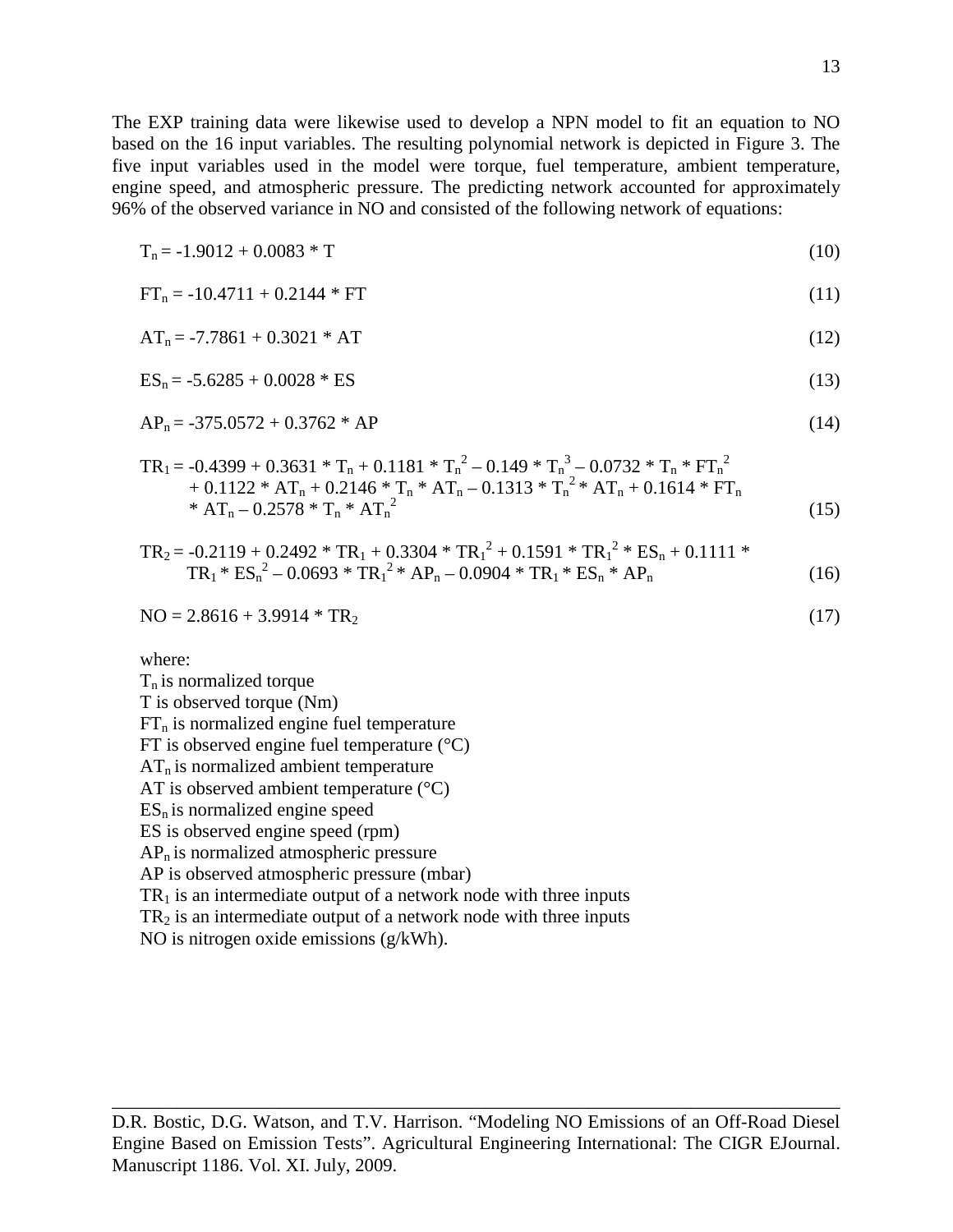The EXP training data were likewise used to develop a NPN model to fit an equation to NO based on the 16 input variables. The resulting polynomial network is depicted in Figure 3. The five input variables used in the model were torque, fuel temperature, ambient temperature, engine speed, and atmospheric pressure. The predicting network accounted for approximately 96% of the observed variance in NO and consisted of the following network of equations:

$$T_n = -1.9012 + 0.0083 * T \tag{10}$$

$$FT_n = -10.4711 + 0.2144 * FT \tag{11}$$

$$AT_n = -7.7861 + 0.3021 * AT \tag{12}$$

$$ES_n = -5.6285 + 0.0028 * ES \tag{13}$$

$$AP_n = -375.0572 + 0.3762 * AP \tag{14}$$

$$TR_1 = -0.4399 + 0.3631 * T_n + 0.1181 * T_n^2 - 0.149 * T_n^3 - 0.0732 * T_n * FT_n^2 + 0.1122 * AT_n + 0.2146 * T_n * AT_n - 0.1313 * T_n^2 * AT_n + 0.1614 * FT_n * AT_n - 0.2578 * T_n * AT_n^2 \tag{15}$$

$$TR_2 = -0.2119 + 0.2492 * TR_1 + 0.3304 * TR_1^2 + 0.1591 * TR_1^2 * ES_n + 0.1111 * TR_1 * ES_n^2 - 0.0693 * TR_1^2 * AP_n - 0.0904 * TR_1 * ES_n * AP_n \tag{16}$$

$$NO = 2.8616 + 3.9914 * TR_2 \tag{17}$$

where:

$T_n$ is normalized torque  
T is observed torque (Nm)  
$FT_n$ is normalized engine fuel temperature  
FT is observed engine fuel temperature (°C)  
$AT_n$ is normalized ambient temperature  
AT is observed ambient temperature (°C)  
$ES_n$ is normalized engine speed  
ES is observed engine speed (rpm)  
$AP_n$ is normalized atmospheric pressure  
AP is observed atmospheric pressure (mbar)  
$TR_1$ is an intermediate output of a network node with three inputs  
$TR_2$ is an intermediate output of a network node with three inputs  
NO is nitrogen oxide emissions (g/kWh).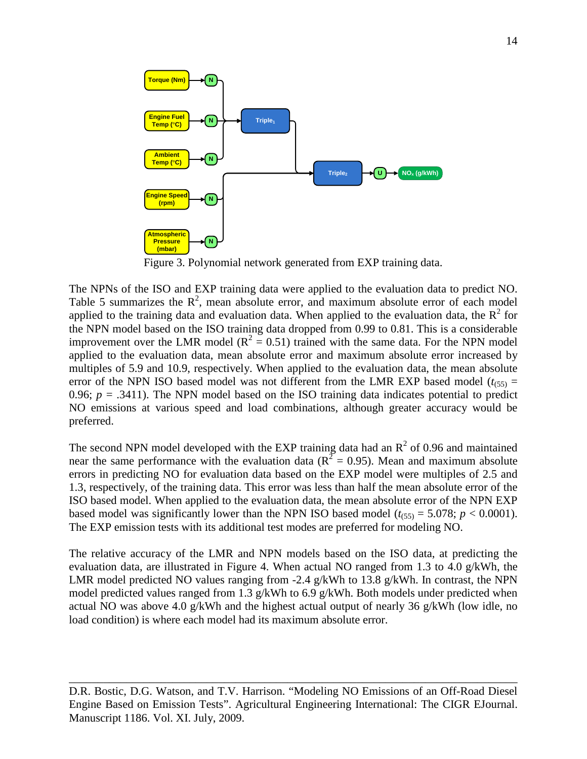Figure 3. Polynomial network generated from EXP training data.

The NPNs of the ISO and EXP training data were applied to the evaluation data to predict NO. Table 5 summarizes the $R^2$, mean absolute error, and maximum absolute error of each model applied to the training data and evaluation data. When applied to the evaluation data, the $R^2$ for the NPN model based on the ISO training data dropped from 0.99 to 0.81. This is a considerable improvement over the LMR model ($R^2 = 0.51$) trained with the same data. For the NPN model applied to the evaluation data, mean absolute error and maximum absolute error increased by multiples of 5.9 and 10.9, respectively. When applied to the evaluation data, the mean absolute error of the NPN ISO based model was not different from the LMR EXP based model ($t_{(55)}$ = 0.96; $p$ = .3411). The NPN model based on the ISO training data indicates potential to predict NO emissions at various speed and load combinations, although greater accuracy would be preferred.

The second NPN model developed with the EXP training data had an $R^2$ of 0.96 and maintained near the same performance with the evaluation data ($R^2 = 0.95$). Mean and maximum absolute errors in predicting NO for evaluation data based on the EXP model were multiples of 2.5 and 1.3, respectively, of the training data. This error was less than half the mean absolute error of the ISO based model. When applied to the evaluation data, the mean absolute error of the NPN EXP based model was significantly lower than the NPN ISO based model ($t_{(55)}$ = 5.078; $p < 0.0001$). The EXP emission tests with its additional test modes are preferred for modeling NO.

The relative accuracy of the LMR and NPN models based on the ISO data, at predicting the evaluation data, are illustrated in Figure 4. When actual NO ranged from 1.3 to 4.0 g/kWh, the LMR model predicted NO values ranging from -2.4 g/kWh to 13.8 g/kWh. In contrast, the NPN model predicted values ranged from 1.3 g/kWh to 6.9 g/kWh. Both models under predicted when actual NO was above 4.0 g/kWh and the highest actual output of nearly 36 g/kWh (low idle, no load condition) is where each model had its maximum absolute error.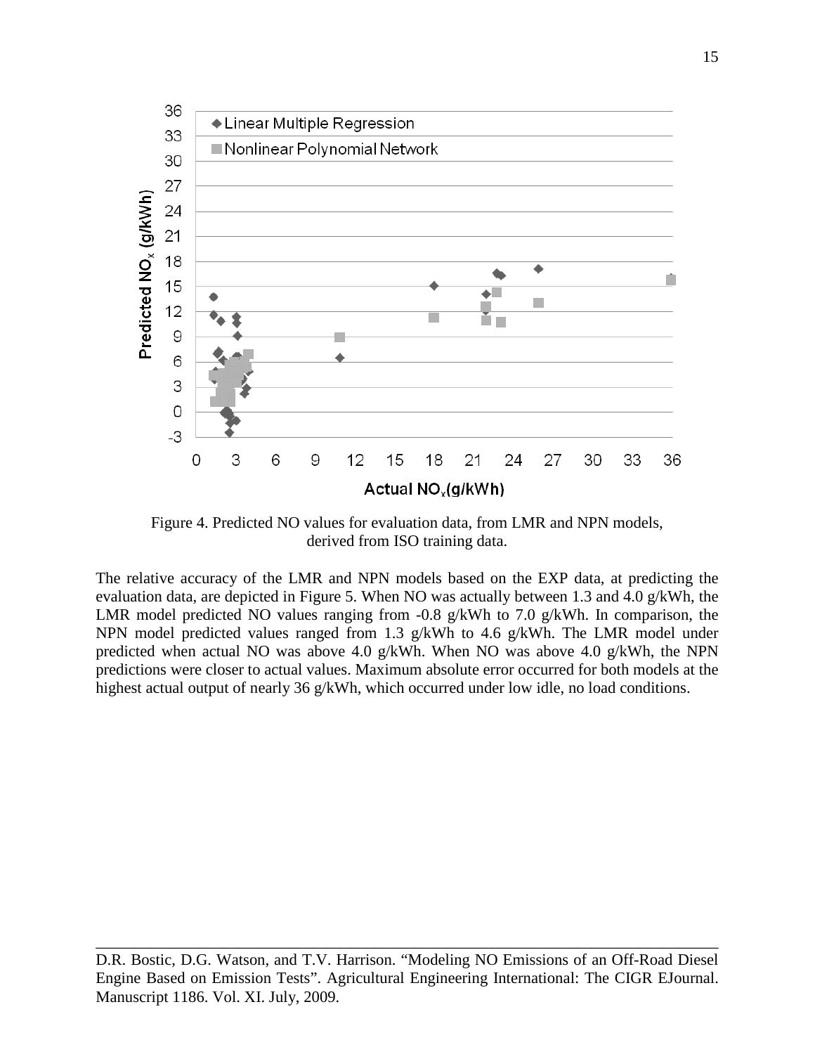Figure 4. Predicted NO values for evaluation data, from LMR and NPN models, derived from ISO training data.

The relative accuracy of the LMR and NPN models based on the EXP data, at predicting the evaluation data, are depicted in Figure 5. When NO was actually between 1.3 and 4.0 g/kWh, the LMR model predicted NO values ranging from -0.8 g/kWh to 7.0 g/kWh. In comparison, the NPN model predicted values ranged from 1.3 g/kWh to 4.6 g/kWh. The LMR model under predicted when actual NO was above 4.0 g/kWh. When NO was above 4.0 g/kWh, the NPN predictions were closer to actual values. Maximum absolute error occurred for both models at the highest actual output of nearly 36 g/kWh, which occurred under low idle, no load conditions.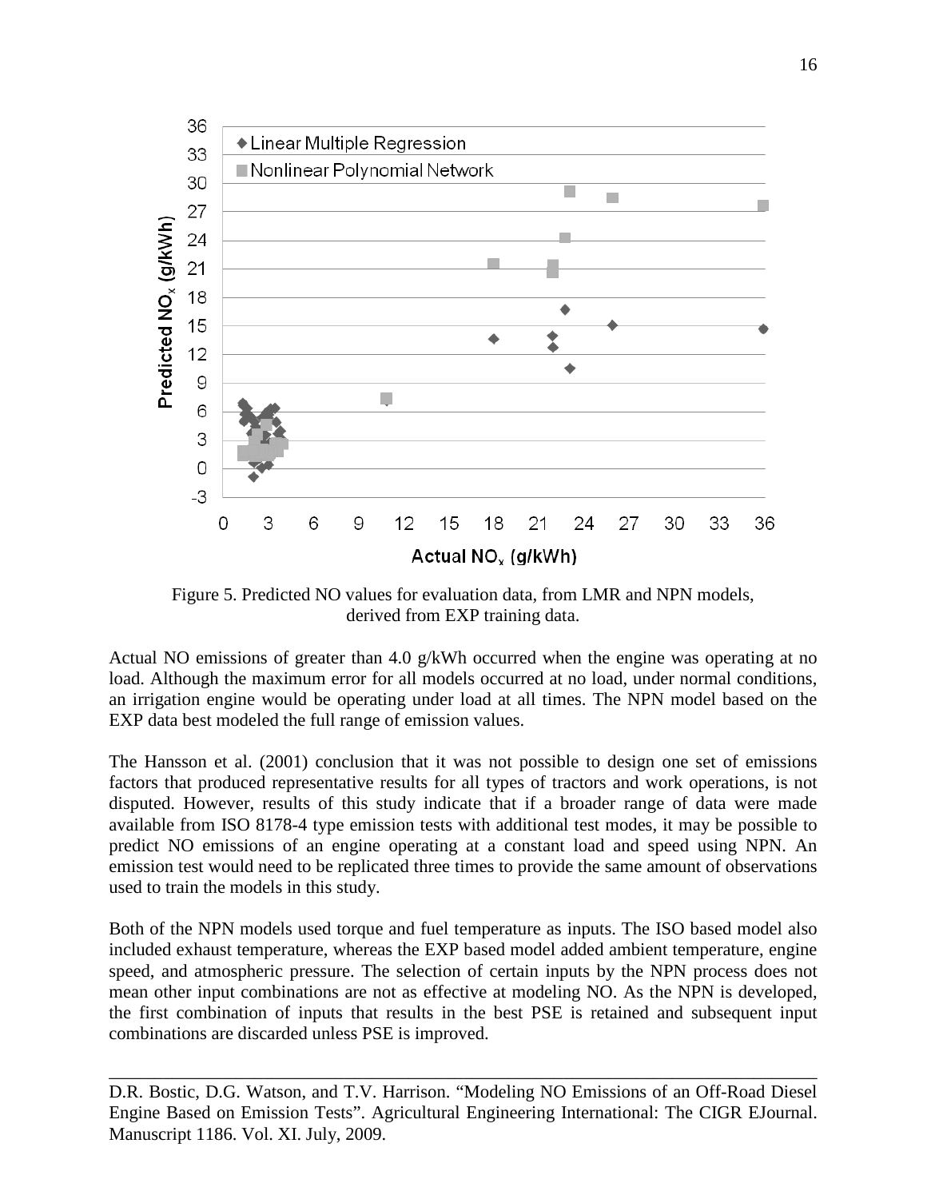Figure 5. Predicted NO values for evaluation data, from LMR and NPN models, derived from EXP training data.

Actual NO emissions of greater than 4.0 g/kWh occurred when the engine was operating at no load. Although the maximum error for all models occurred at no load, under normal conditions, an irrigation engine would be operating under load at all times. The NPN model based on the EXP data best modeled the full range of emission values.

The Hansson et al. (2001) conclusion that it was not possible to design one set of emissions factors that produced representative results for all types of tractors and work operations, is not disputed. However, results of this study indicate that if a broader range of data were made available from ISO 8178-4 type emission tests with additional test modes, it may be possible to predict NO emissions of an engine operating at a constant load and speed using NPN. An emission test would need to be replicated three times to provide the same amount of observations used to train the models in this study.

Both of the NPN models used torque and fuel temperature as inputs. The ISO based model also included exhaust temperature, whereas the EXP based model added ambient temperature, engine speed, and atmospheric pressure. The selection of certain inputs by the NPN process does not mean other input combinations are not as effective at modeling NO. As the NPN is developed, the first combination of inputs that results in the best PSE is retained and subsequent input combinations are discarded unless PSE is improved.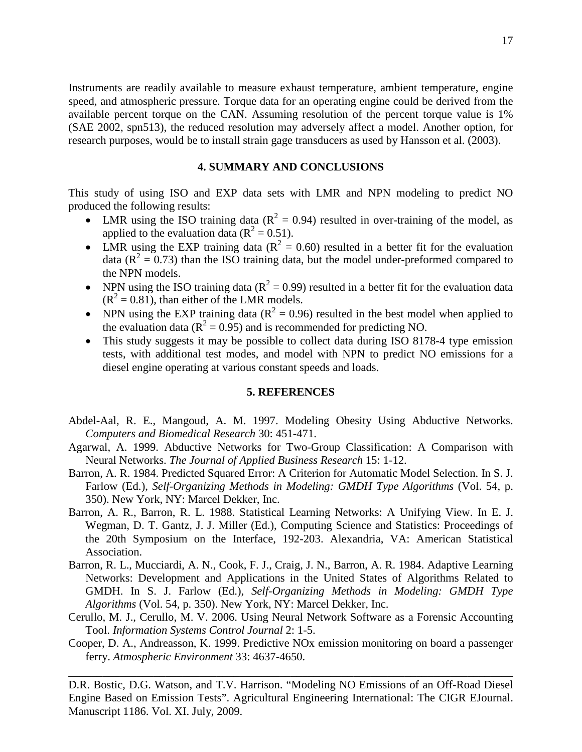Instruments are readily available to measure exhaust temperature, ambient temperature, engine speed, and atmospheric pressure. Torque data for an operating engine could be derived from the available percent torque on the CAN. Assuming resolution of the percent torque value is 1% (SAE 2002, spn513), the reduced resolution may adversely affect a model. Another option, for research purposes, would be to install strain gage transducers as used by Hansson et al. (2003).

## 4. SUMMARY AND CONCLUSIONS

This study of using ISO and EXP data sets with LMR and NPN modeling to predict NO produced the following results:

- LMR using the ISO training data ($R^2 = 0.94$) resulted in over-training of the model, as applied to the evaluation data ($R^2 = 0.51$).
- LMR using the EXP training data ($R^2 = 0.60$) resulted in a better fit for the evaluation data ($R^2 = 0.73$) than the ISO training data, but the model under-preformed compared to the NPN models.
- NPN using the ISO training data ($R^2 = 0.99$) resulted in a better fit for the evaluation data ($R^2 = 0.81$), than either of the LMR models.
- NPN using the EXP training data ($R^2 = 0.96$) resulted in the best model when applied to the evaluation data ($R^2 = 0.95$) and is recommended for predicting NO.
- This study suggests it may be possible to collect data during ISO 8178-4 type emission tests, with additional test modes, and model with NPN to predict NO emissions for a diesel engine operating at various constant speeds and loads.

## 5. REFERENCES

Abdel-Aal, R. E., Mangoud, A. M. 1997. Modeling Obesity Using Abductive Networks. *Computers and Biomedical Research* 30: 451-471.

Agarwal, A. 1999. Abductive Networks for Two-Group Classification: A Comparison with Neural Networks. *The Journal of Applied Business Research* 15: 1-12.

Barron, A. R. 1984. Predicted Squared Error: A Criterion for Automatic Model Selection. In S. J. Farlow (Ed.), *Self-Organizing Methods in Modeling: GMDH Type Algorithms* (Vol. 54, p. 350). New York, NY: Marcel Dekker, Inc.

Barron, A. R., Barron, R. L. 1988. Statistical Learning Networks: A Unifying View. In E. J. Wegman, D. T. Gantz, J. J. Miller (Ed.), Computing Science and Statistics: Proceedings of the 20th Symposium on the Interface, 192-203. Alexandria, VA: American Statistical Association.

Barron, R. L., Mucciardi, A. N., Cook, F. J., Craig, J. N., Barron, A. R. 1984. Adaptive Learning Networks: Development and Applications in the United States of Algorithms Related to GMDH. In S. J. Farlow (Ed.), *Self-Organizing Methods in Modeling: GMDH Type Algorithms* (Vol. 54, p. 350). New York, NY: Marcel Dekker, Inc.

Cerullo, M. J., Cerullo, M. V. 2006. Using Neural Network Software as a Forensic Accounting Tool. *Information Systems Control Journal* 2: 1-5.

Cooper, D. A., Andreasson, K. 1999. Predictive NOx emission monitoring on board a passenger ferry. *Atmospheric Environment* 33: 4637-4650.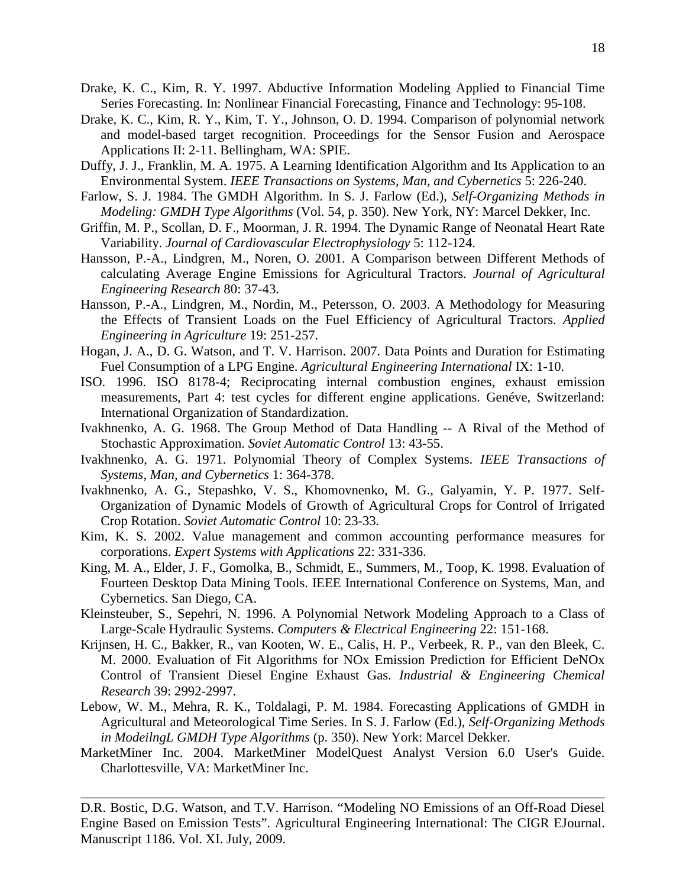Drake, K. C., Kim, R. Y. 1997. Abductive Information Modeling Applied to Financial Time Series Forecasting. In: Nonlinear Financial Forecasting, Finance and Technology: 95-108.

Drake, K. C., Kim, R. Y., Kim, T. Y., Johnson, O. D. 1994. Comparison of polynomial network and model-based target recognition. Proceedings for the Sensor Fusion and Aerospace Applications II: 2-11. Bellingham, WA: SPIE.

Duffy, J. J., Franklin, M. A. 1975. A Learning Identification Algorithm and Its Application to an Environmental System. *IEEE Transactions on Systems, Man, and Cybernetics* 5: 226-240.

Farlow, S. J. 1984. The GMDH Algorithm. In S. J. Farlow (Ed.), *Self-Organizing Methods in Modeling: GMDH Type Algorithms* (Vol. 54, p. 350). New York, NY: Marcel Dekker, Inc.

Griffin, M. P., Scollan, D. F., Moorman, J. R. 1994. The Dynamic Range of Neonatal Heart Rate Variability. *Journal of Cardiovascular Electrophysiology* 5: 112-124.

Hansson, P.-A., Lindgren, M., Noren, O. 2001. A Comparison between Different Methods of calculating Average Engine Emissions for Agricultural Tractors. *Journal of Agricultural Engineering Research* 80: 37-43.

Hansson, P.-A., Lindgren, M., Nordin, M., Petersson, O. 2003. A Methodology for Measuring the Effects of Transient Loads on the Fuel Efficiency of Agricultural Tractors. *Applied Engineering in Agriculture* 19: 251-257.

Hogan, J. A., D. G. Watson, and T. V. Harrison. 2007. Data Points and Duration for Estimating Fuel Consumption of a LPG Engine. *Agricultural Engineering International* IX: 1-10.

ISO. 1996. ISO 8178-4; Reciprocating internal combustion engines, exhaust emission measurements, Part 4: test cycles for different engine applications. Genéve, Switzerland: International Organization of Standardization.

Ivakhnenko, A. G. 1968. The Group Method of Data Handling -- A Rival of the Method of Stochastic Approximation. *Soviet Automatic Control* 13: 43-55.

Ivakhnenko, A. G. 1971. Polynomial Theory of Complex Systems. *IEEE Transactions of Systems, Man, and Cybernetics* 1: 364-378.

Ivakhnenko, A. G., Stepashko, V. S., Khomovnenko, M. G., Galyamin, Y. P. 1977. Self-Organization of Dynamic Models of Growth of Agricultural Crops for Control of Irrigated Crop Rotation. *Soviet Automatic Control* 10: 23-33.

Kim, K. S. 2002. Value management and common accounting performance measures for corporations. *Expert Systems with Applications* 22: 331-336.

King, M. A., Elder, J. F., Gomolka, B., Schmidt, E., Summers, M., Toop, K. 1998. Evaluation of Fourteen Desktop Data Mining Tools. IEEE International Conference on Systems, Man, and Cybernetics. San Diego, CA.

Kleinsteuber, S., Sepehri, N. 1996. A Polynomial Network Modeling Approach to a Class of Large-Scale Hydraulic Systems. *Computers & Electrical Engineering* 22: 151-168.

Krijnsen, H. C., Bakker, R., van Kooten, W. E., Calis, H. P., Verbeek, R. P., van den Bleek, C. M. 2000. Evaluation of Fit Algorithms for NOx Emission Prediction for Efficient DeNOx Control of Transient Diesel Engine Exhaust Gas. *Industrial & Engineering Chemical Research* 39: 2992-2997.

Lebow, W. M., Mehra, R. K., Toldalagi, P. M. 1984. Forecasting Applications of GMDH in Agricultural and Meteorological Time Series. In S. J. Farlow (Ed.), *Self-Organizing Methods in ModeilngL GMDH Type Algorithms* (p. 350). New York: Marcel Dekker.

MarketMiner Inc. 2004. MarketMiner ModelQuest Analyst Version 6.0 User's Guide. Charlottesville, VA: MarketMiner Inc.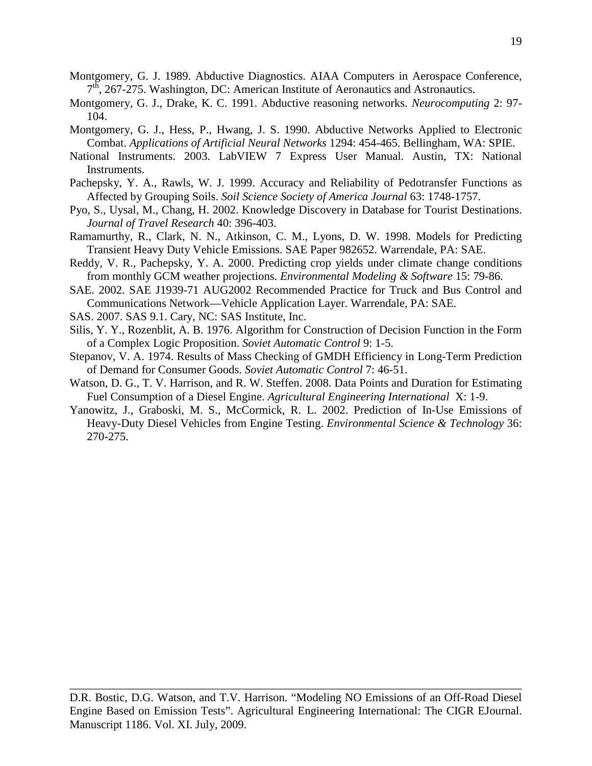Montgomery, G. J. 1989. Abductive Diagnostics. AIAA Computers in Aerospace Conference, 7th, 267-275. Washington, DC: American Institute of Aeronautics and Astronautics.

Montgomery, G. J., Drake, K. C. 1991. Abductive reasoning networks. *Neurocomputing* 2: 97-104.

Montgomery, G. J., Hess, P., Hwang, J. S. 1990. Abductive Networks Applied to Electronic Combat. *Applications of Artificial Neural Networks* 1294: 454-465. Bellingham, WA: SPIE.

National Instruments. 2003. LabVIEW 7 Express User Manual. Austin, TX: National Instruments.

Pachepsky, Y. A., Rawls, W. J. 1999. Accuracy and Reliability of Pedotransfer Functions as Affected by Grouping Soils. *Soil Science Society of America Journal* 63: 1748-1757.

Pyo, S., Uysal, M., Chang, H. 2002. Knowledge Discovery in Database for Tourist Destinations. *Journal of Travel Research* 40: 396-403.

Ramamurthy, R., Clark, N. N., Atkinson, C. M., Lyons, D. W. 1998. Models for Predicting Transient Heavy Duty Vehicle Emissions. SAE Paper 982652. Warrendale, PA: SAE.

Reddy, V. R., Pachepsky, Y. A. 2000. Predicting crop yields under climate change conditions from monthly GCM weather projections. *Environmental Modeling & Software* 15: 79-86.

SAE. 2002. SAE J1939-71 AUG2002 Recommended Practice for Truck and Bus Control and Communications Network—Vehicle Application Layer. Warrendale, PA: SAE.

SAS. 2007. SAS 9.1. Cary, NC: SAS Institute, Inc.

Silis, Y. Y., Rozenblit, A. B. 1976. Algorithm for Construction of Decision Function in the Form of a Complex Logic Proposition. *Soviet Automatic Control* 9: 1-5.

Stepanov, V. A. 1974. Results of Mass Checking of GMDH Efficiency in Long-Term Prediction of Demand for Consumer Goods. *Soviet Automatic Control* 7: 46-51.

Watson, D. G., T. V. Harrison, and R. W. Steffen. 2008. Data Points and Duration for Estimating Fuel Consumption of a Diesel Engine. *Agricultural Engineering International* X: 1-9.

Yanowitz, J., Graboski, M. S., McCormick, R. L. 2002. Prediction of In-Use Emissions of Heavy-Duty Diesel Vehicles from Engine Testing. *Environmental Science & Technology* 36: 270-275.